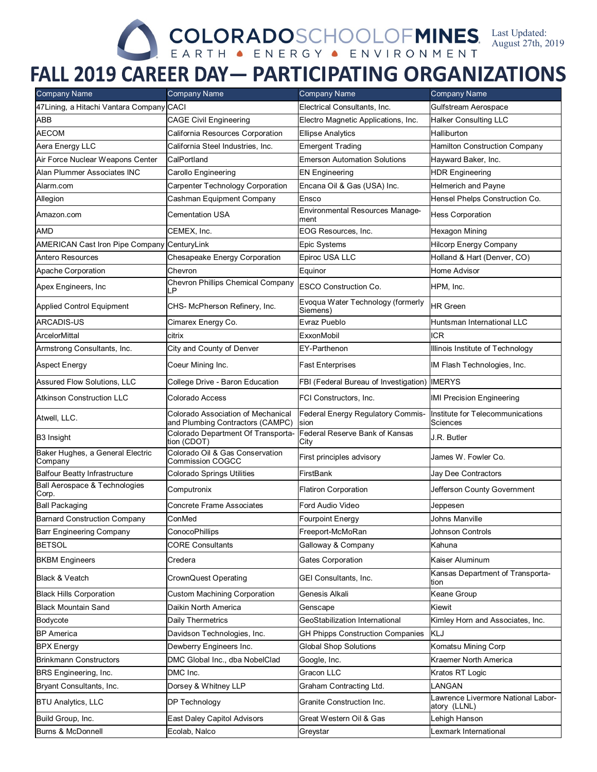COLORADO SCHOOL OF MINES
EARTH • ENERGY • ENVIRONMENT

Last Updated: August 27th, 2019

# FALL 2019 CAREER DAY— PARTICIPATING ORGANIZATIONS

| Company Name | Company Name | Company Name | Company Name |
|---|---|---|---|
| 47Lining, a Hitachi Vantara Company | CACI | Electrical Consultants, Inc. | Gulfstream Aerospace |
| ABB | CAGE Civil Engineering | Electro Magnetic Applications, Inc. | Halker Consulting LLC |
| AECOM | California Resources Corporation | Ellipse Analytics | Halliburton |
| Aera Energy LLC | California Steel Industries, Inc. | Emergent Trading | Hamilton Construction Company |
| Air Force Nuclear Weapons Center | CalPortland | Emerson Automation Solutions | Hayward Baker, Inc. |
| Alan Plummer Associates INC | Carollo Engineering | EN Engineering | HDR Engineering |
| Alarm.com | Carpenter Technology Corporation | Encana Oil & Gas (USA) Inc. | Helmerich and Payne |
| Allegion | Cashman Equipment Company | Ensco | Hensel Phelps Construction Co. |
| Amazon.com | Cementation USA | Environmental Resources Management | Hess Corporation |
| AMD | CEMEX, Inc. | EOG Resources, Inc. | Hexagon Mining |
| AMERICAN Cast Iron Pipe Company | CenturyLink | Epic Systems | Hilcorp Energy Company |
| Antero Resources | Chesapeake Energy Corporation | Epiroc USA LLC | Holland & Hart (Denver, CO) |
| Apache Corporation | Chevron | Equinor | Home Advisor |
| Apex Engineers, Inc | Chevron Phillips Chemical Company LP | ESCO Construction Co. | HPM, Inc. |
| Applied Control Equipment | CHS- McPherson Refinery, Inc. | Evoqua Water Technology (formerly Siemens) | HR Green |
| ARCADIS-US | Cimarex Energy Co. | Evraz Pueblo | Huntsman International LLC |
| ArcelorMittal | citrix | ExxonMobil | ICR |
| Armstrong Consultants, Inc. | City and County of Denver | EY-Parthenon | Illinois Institute of Technology |
| Aspect Energy | Coeur Mining Inc. | Fast Enterprises | IM Flash Technologies, Inc. |
| Assured Flow Solutions, LLC | College Drive - Baron Education | FBI (Federal Bureau of Investigation) | IMERYS |
| Atkinson Construction LLC | Colorado Access | FCI Constructors, Inc. | IMI Precision Engineering |
| Atwell, LLC. | Colorado Association of Mechanical and Plumbing Contractors (CAMPC) | Federal Energy Regulatory Commission | Institute for Telecommunications Sciences |
| B3 Insight | Colorado Department Of Transportation (CDOT) | Federal Reserve Bank of Kansas City | J.R. Butler |
| Baker Hughes, a General Electric Company | Colorado Oil & Gas Conservation Commission COGCC | First principles advisory | James W. Fowler Co. |
| Balfour Beatty Infrastructure | Colorado Springs Utilities | FirstBank | Jay Dee Contractors |
| Ball Aerospace & Technologies Corp. | Computronix | Flatiron Corporation | Jefferson County Government |
| Ball Packaging | Concrete Frame Associates | Ford Audio Video | Jeppesen |
| Barnard Construction Company | ConMed | Fourpoint Energy | Johns Manville |
| Barr Engineering Company | ConocoPhillips | Freeport-McMoRan | Johnson Controls |
| BETSOL | CORE Consultants | Galloway & Company | Kahuna |
| BKBM Engineers | Credera | Gates Corporation | Kaiser Aluminum |
| Black & Veatch | CrownQuest Operating | GEI Consultants, Inc. | Kansas Department of Transportation |
| Black Hills Corporation | Custom Machining Corporation | Genesis Alkali | Keane Group |
| Black Mountain Sand | Daikin North America | Genscape | Kiewit |
| Bodycote | Daily Thermetrics | GeoStabilization International | Kimley Horn and Associates, Inc. |
| BP America | Davidson Technologies, Inc. | GH Phipps Construction Companies | KLJ |
| BPX Energy | Dewberry Engineers Inc. | Global Shop Solutions | Komatsu Mining Corp |
| Brinkmann Constructors | DMC Global Inc., dba NobelClad | Google, Inc. | Kraemer North America |
| BRS Engineering, Inc. | DMC Inc. | Gracon LLC | Kratos RT Logic |
| Bryant Consultants, Inc. | Dorsey & Whitney LLP | Graham Contracting Ltd. | LANGAN |
| BTU Analytics, LLC | DP Technology | Granite Construction Inc. | Lawrence Livermore National Laboratory (LLNL) |
| Build Group, Inc. | East Daley Capitol Advisors | Great Western Oil & Gas | Lehigh Hanson |
| Burns & McDonnell | Ecolab, Nalco | Greystar | Lexmark International |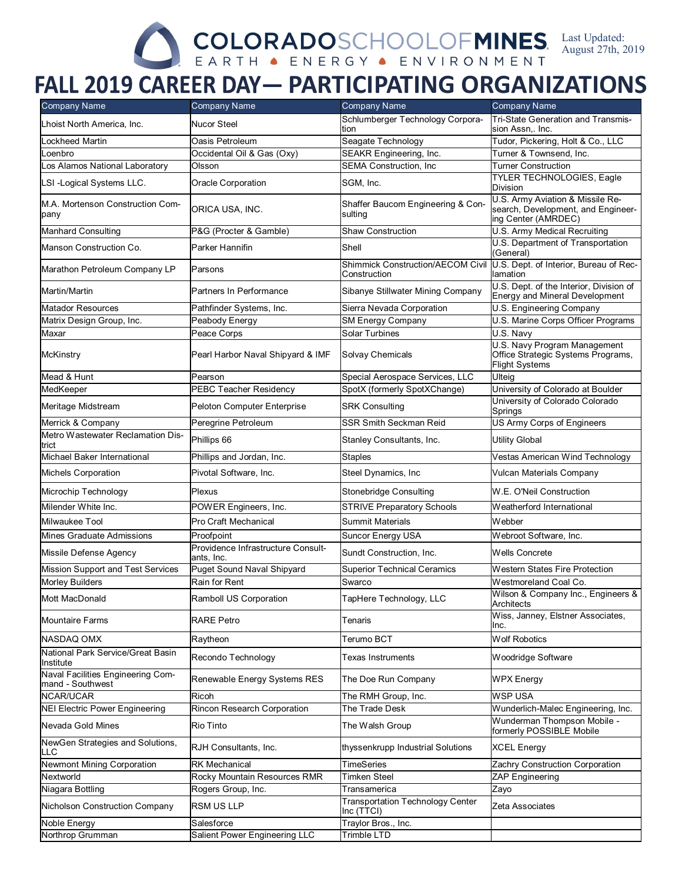COLORADOSCHOOLOFMINES
EARTH • ENERGY • ENVIRONMENT

Last Updated: August 27th, 2019

# FALL 2019 CAREER DAY— PARTICIPATING ORGANIZATIONS

| Company Name | Company Name | Company Name | Company Name |
|---|---|---|---|
| Lhoist North America, Inc. | Nucor Steel | Schlumberger Technology Corporation | Tri-State Generation and Transmission Assn,. Inc. |
| Lockheed Martin | Oasis Petroleum | Seagate Technology | Tudor, Pickering, Holt & Co., LLC |
| Loenbro | Occidental Oil & Gas (Oxy) | SEAKR Engineering, Inc. | Turner & Townsend, Inc. |
| Los Alamos National Laboratory | Olsson | SEMA Construction, Inc | Turner Construction |
| LSI -Logical Systems LLC. | Oracle Corporation | SGM, Inc. | TYLER TECHNOLOGIES, Eagle Division |
| M.A. Mortenson Construction Company | ORICA USA, INC. | Shaffer Baucom Engineering & Consulting | U.S. Army Aviation & Missile Research, Development, and Engineering Center (AMRDEC) |
| Manhard Consulting | P&G (Procter & Gamble) | Shaw Construction | U.S. Army Medical Recruiting |
| Manson Construction Co. | Parker Hannifin | Shell | U.S. Department of Transportation (General) |
| Marathon Petroleum Company LP | Parsons | Shimmick Construction/AECOM Civil Construction | U.S. Dept. of Interior, Bureau of Reclamation |
| Martin/Martin | Partners In Performance | Sibanye Stillwater Mining Company | U.S. Dept. of the Interior, Division of Energy and Mineral Development |
| Matador Resources | Pathfinder Systems, Inc. | Sierra Nevada Corporation | U.S. Engineering Company |
| Matrix Design Group, Inc. | Peabody Energy | SM Energy Company | U.S. Marine Corps Officer Programs |
| Maxar | Peace Corps | Solar Turbines | U.S. Navy |
| McKinstry | Pearl Harbor Naval Shipyard & IMF | Solvay Chemicals | U.S. Navy Program Management Office Strategic Systems Programs, Flight Systems |
| Mead & Hunt | Pearson | Special Aerospace Services, LLC | Ulteig |
| MedKeeper | PEBC Teacher Residency | SpotX (formerly SpotXChange) | University of Colorado at Boulder |
| Meritage Midstream | Peloton Computer Enterprise | SRK Consulting | University of Colorado Colorado Springs |
| Merrick & Company | Peregrine Petroleum | SSR Smith Seckman Reid | US Army Corps of Engineers |
| Metro Wastewater Reclamation District | Phillips 66 | Stanley Consultants, Inc. | Utility Global |
| Michael Baker International | Phillips and Jordan, Inc. | Staples | Vestas American Wind Technology |
| Michels Corporation | Pivotal Software, Inc. | Steel Dynamics, Inc | Vulcan Materials Company |
| Microchip Technology | Plexus | Stonebridge Consulting | W.E. O'Neil Construction |
| Milender White Inc. | POWER Engineers, Inc. | STRIVE Preparatory Schools | Weatherford International |
| Milwaukee Tool | Pro Craft Mechanical | Summit Materials | Webber |
| Mines Graduate Admissions | Proofpoint | Suncor Energy USA | Webroot Software, Inc. |
| Missile Defense Agency | Providence Infrastructure Consultants, Inc. | Sundt Construction, Inc. | Wells Concrete |
| Mission Support and Test Services | Puget Sound Naval Shipyard | Superior Technical Ceramics | Western States Fire Protection |
| Morley Builders | Rain for Rent | Swarco | Westmoreland Coal Co. |
| Mott MacDonald | Ramboll US Corporation | TapHere Technology, LLC | Wilson & Company Inc., Engineers & Architects |
| Mountaire Farms | RARE Petro | Tenaris | Wiss, Janney, Elstner Associates, Inc. |
| NASDAQ OMX | Raytheon | Terumo BCT | Wolf Robotics |
| National Park Service/Great Basin Institute | Recondo Technology | Texas Instruments | Woodridge Software |
| Naval Facilities Engineering Command - Southwest | Renewable Energy Systems RES | The Doe Run Company | WPX Energy |
| NCAR/UCAR | Ricoh | The RMH Group, Inc. | WSP USA |
| NEI Electric Power Engineering | Rincon Research Corporation | The Trade Desk | Wunderlich-Malec Engineering, Inc. |
| Nevada Gold Mines | Rio Tinto | The Walsh Group | Wunderman Thompson Mobile - formerly POSSIBLE Mobile |
| NewGen Strategies and Solutions, LLC | RJH Consultants, Inc. | thyssenkrupp Industrial Solutions | XCEL Energy |
| Newmont Mining Corporation | RK Mechanical | TimeSeries | Zachry Construction Corporation |
| Nextworld | Rocky Mountain Resources RMR | Timken Steel | ZAP Engineering |
| Niagara Bottling | Rogers Group, Inc. | Transamerica | Zayo |
| Nicholson Construction Company | RSM US LLP | Transportation Technology Center Inc (TTCI) | Zeta Associates |
| Noble Energy | Salesforce | Traylor Bros., Inc. | |
| Northrop Grumman | Salient Power Engineering LLC | Trimble LTD | |